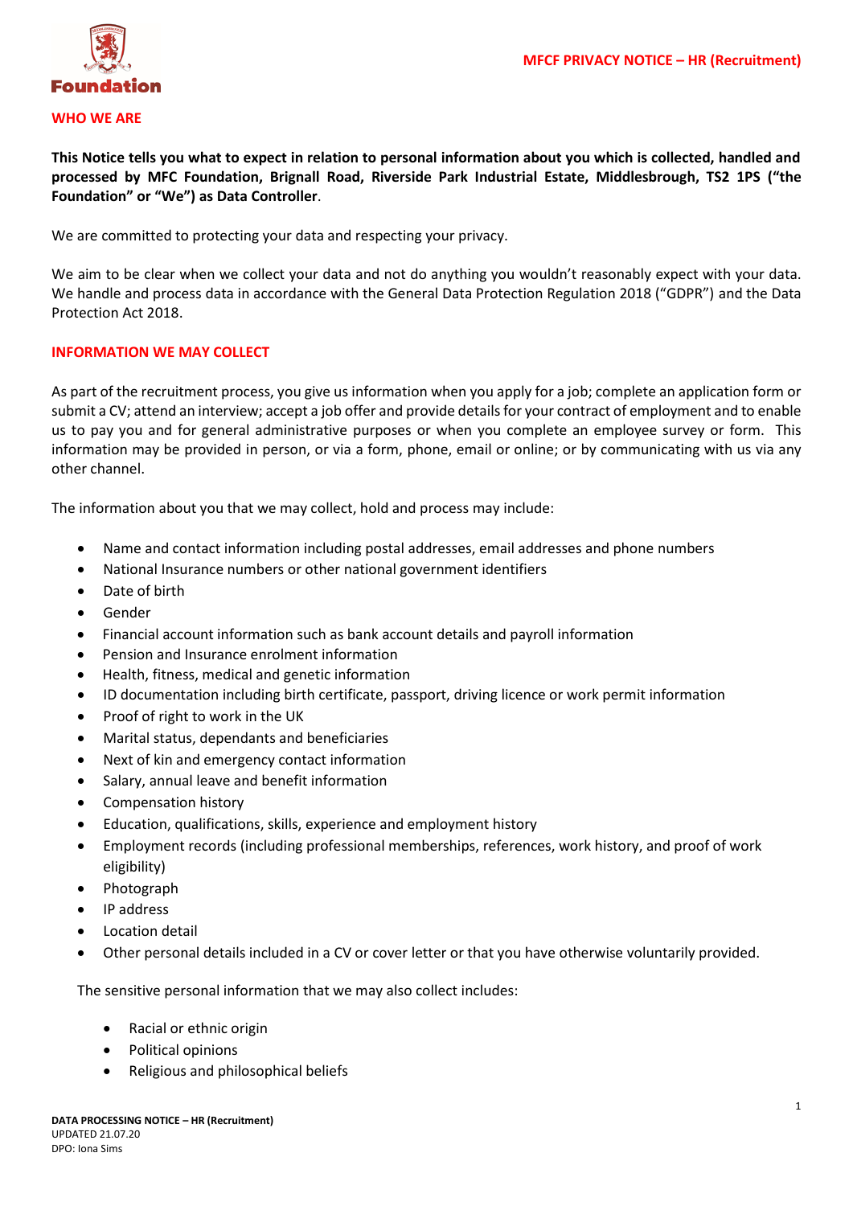## WHO WE ARE

**This Notice tells you what to expect in relation to personal information about you which is collected, handled and processed by MFC Foundation, Brignall Road, Riverside Park Industrial Estate, Middlesbrough, TS2 1PS ("the Foundation" or "We") as Data Controller**.

We are committed to protecting your data and respecting your privacy.

We aim to be clear when we collect your data and not do anything you wouldn't reasonably expect with your data. We handle and process data in accordance with the General Data Protection Regulation 2018 ("GDPR") and the Data Protection Act 2018.

## INFORMATION WE MAY COLLECT

As part of the recruitment process, you give us information when you apply for a job; complete an application form or submit a CV; attend an interview; accept a job offer and provide details for your contract of employment and to enable us to pay you and for general administrative purposes or when you complete an employee survey or form. This information may be provided in person, or via a form, phone, email or online; or by communicating with us via any other channel.

The information about you that we may collect, hold and process may include:

- Name and contact information including postal addresses, email addresses and phone numbers
- National Insurance numbers or other national government identifiers
- Date of birth
- Gender
- Financial account information such as bank account details and payroll information
- Pension and Insurance enrolment information
- Health, fitness, medical and genetic information
- ID documentation including birth certificate, passport, driving licence or work permit information
- Proof of right to work in the UK
- Marital status, dependants and beneficiaries
- Next of kin and emergency contact information
- Salary, annual leave and benefit information
- Compensation history
- Education, qualifications, skills, experience and employment history
- Employment records (including professional memberships, references, work history, and proof of work eligibility)
- Photograph
- IP address
- Location detail
- Other personal details included in a CV or cover letter or that you have otherwise voluntarily provided.

The sensitive personal information that we may also collect includes:

- Racial or ethnic origin
- Political opinions
- Religious and philosophical beliefs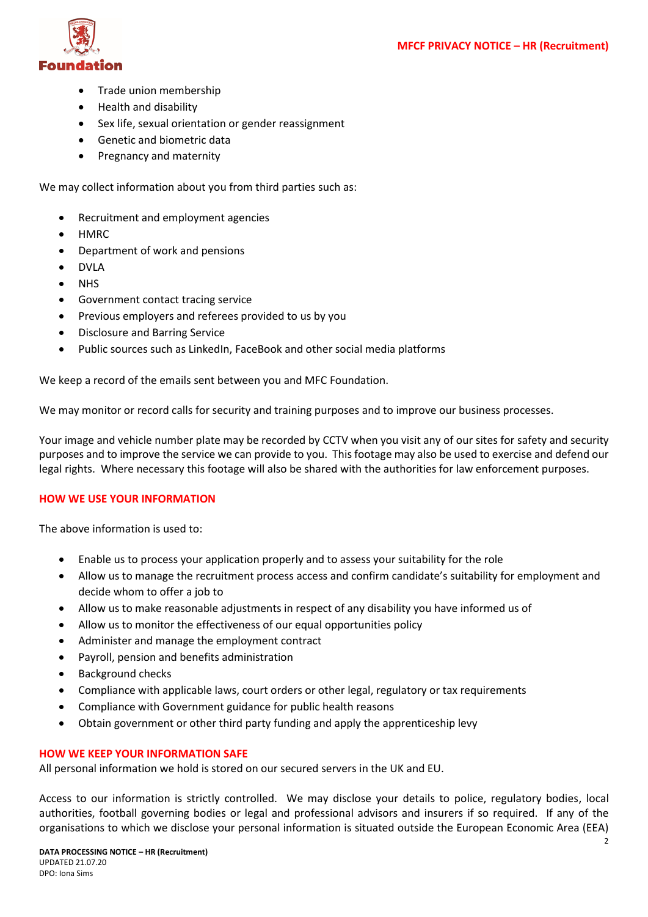- Trade union membership
- Health and disability
- Sex life, sexual orientation or gender reassignment
- Genetic and biometric data
- Pregnancy and maternity

We may collect information about you from third parties such as:

- Recruitment and employment agencies
- HMRC
- Department of work and pensions
- DVLA
- NHS
- Government contact tracing service
- Previous employers and referees provided to us by you
- Disclosure and Barring Service
- Public sources such as LinkedIn, FaceBook and other social media platforms

We keep a record of the emails sent between you and MFC Foundation.

We may monitor or record calls for security and training purposes and to improve our business processes.

Your image and vehicle number plate may be recorded by CCTV when you visit any of our sites for safety and security purposes and to improve the service we can provide to you. This footage may also be used to exercise and defend our legal rights. Where necessary this footage will also be shared with the authorities for law enforcement purposes.

## HOW WE USE YOUR INFORMATION

The above information is used to:

- Enable us to process your application properly and to assess your suitability for the role
- Allow us to manage the recruitment process access and confirm candidate's suitability for employment and decide whom to offer a job to
- Allow us to make reasonable adjustments in respect of any disability you have informed us of
- Allow us to monitor the effectiveness of our equal opportunities policy
- Administer and manage the employment contract
- Payroll, pension and benefits administration
- Background checks
- Compliance with applicable laws, court orders or other legal, regulatory or tax requirements
- Compliance with Government guidance for public health reasons
- Obtain government or other third party funding and apply the apprenticeship levy

## HOW WE KEEP YOUR INFORMATION SAFE

All personal information we hold is stored on our secured servers in the UK and EU.

Access to our information is strictly controlled. We may disclose your details to police, regulatory bodies, local authorities, football governing bodies or legal and professional advisors and insurers if so required. If any of the organisations to which we disclose your personal information is situated outside the European Economic Area (EEA)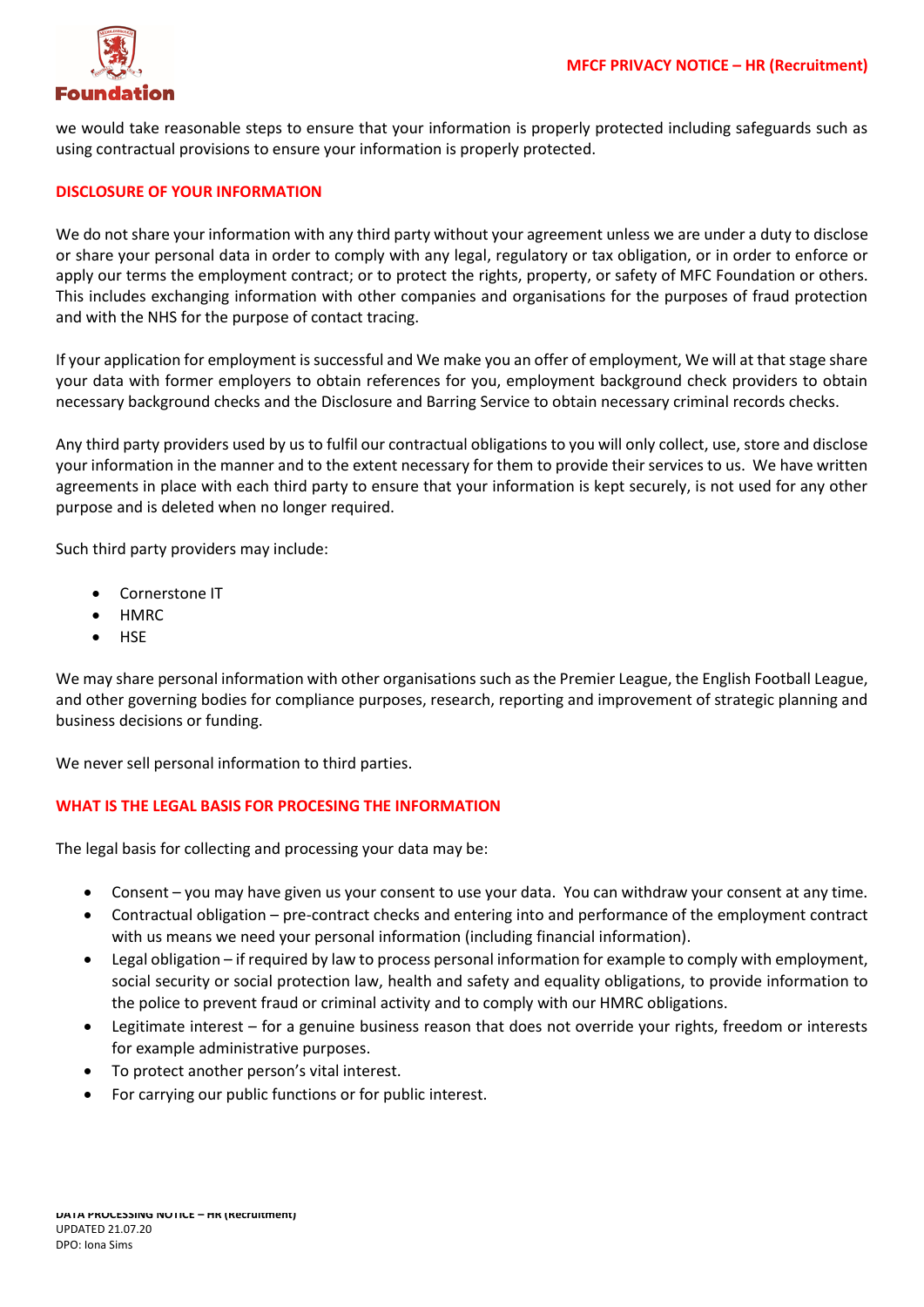we would take reasonable steps to ensure that your information is properly protected including safeguards such as using contractual provisions to ensure your information is properly protected.

## DISCLOSURE OF YOUR INFORMATION

We do not share your information with any third party without your agreement unless we are under a duty to disclose or share your personal data in order to comply with any legal, regulatory or tax obligation, or in order to enforce or apply our terms the employment contract; or to protect the rights, property, or safety of MFC Foundation or others. This includes exchanging information with other companies and organisations for the purposes of fraud protection and with the NHS for the purpose of contact tracing.

If your application for employment is successful and We make you an offer of employment, We will at that stage share your data with former employers to obtain references for you, employment background check providers to obtain necessary background checks and the Disclosure and Barring Service to obtain necessary criminal records checks.

Any third party providers used by us to fulfil our contractual obligations to you will only collect, use, store and disclose your information in the manner and to the extent necessary for them to provide their services to us. We have written agreements in place with each third party to ensure that your information is kept securely, is not used for any other purpose and is deleted when no longer required.

Such third party providers may include:

- Cornerstone IT
- HMRC
- HSE

We may share personal information with other organisations such as the Premier League, the English Football League, and other governing bodies for compliance purposes, research, reporting and improvement of strategic planning and business decisions or funding.

We never sell personal information to third parties.

## WHAT IS THE LEGAL BASIS FOR PROCESING THE INFORMATION

The legal basis for collecting and processing your data may be:

- Consent – you may have given us your consent to use your data. You can withdraw your consent at any time.
- Contractual obligation – pre-contract checks and entering into and performance of the employment contract with us means we need your personal information (including financial information).
- Legal obligation – if required by law to process personal information for example to comply with employment, social security or social protection law, health and safety and equality obligations, to provide information to the police to prevent fraud or criminal activity and to comply with our HMRC obligations.
- Legitimate interest – for a genuine business reason that does not override your rights, freedom or interests for example administrative purposes.
- To protect another person's vital interest.
- For carrying our public functions or for public interest.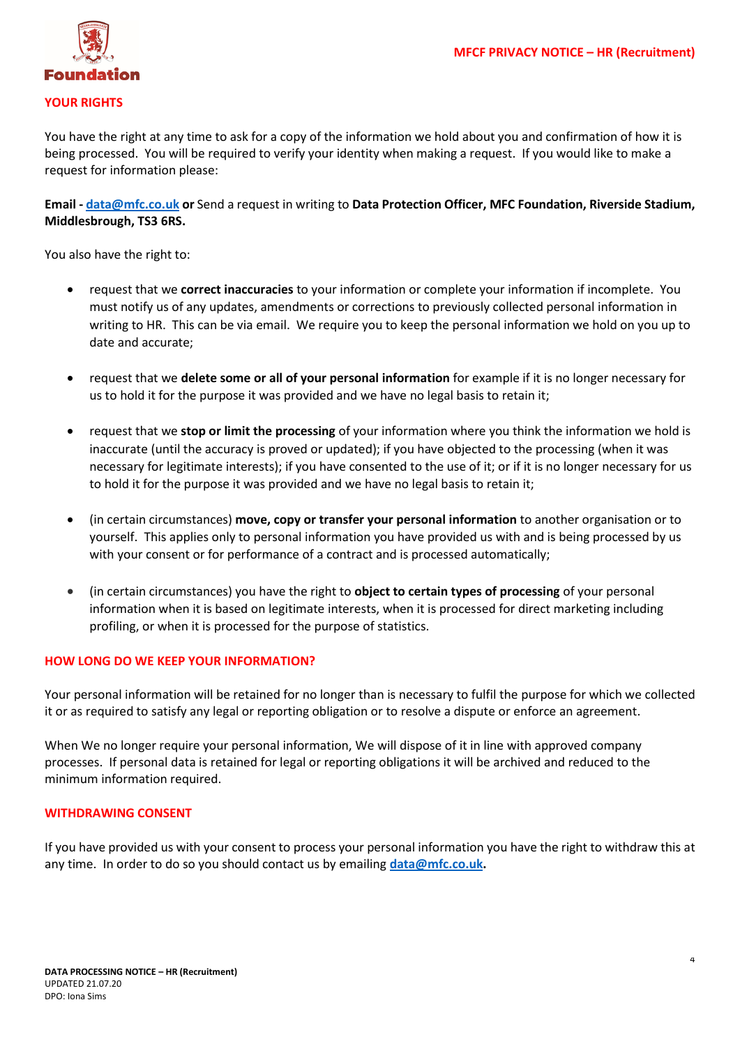## YOUR RIGHTS

You have the right at any time to ask for a copy of the information we hold about you and confirmation of how it is being processed. You will be required to verify your identity when making a request. If you would like to make a request for information please:

**Email - data@mfc.co.uk or** Send a request in writing to **Data Protection Officer, MFC Foundation, Riverside Stadium, Middlesbrough, TS3 6RS.**

You also have the right to:

- request that we **correct inaccuracies** to your information or complete your information if incomplete. You must notify us of any updates, amendments or corrections to previously collected personal information in writing to HR. This can be via email. We require you to keep the personal information we hold on you up to date and accurate;
- request that we **delete some or all of your personal information** for example if it is no longer necessary for us to hold it for the purpose it was provided and we have no legal basis to retain it;
- request that we **stop or limit the processing** of your information where you think the information we hold is inaccurate (until the accuracy is proved or updated); if you have objected to the processing (when it was necessary for legitimate interests); if you have consented to the use of it; or if it is no longer necessary for us to hold it for the purpose it was provided and we have no legal basis to retain it;
- (in certain circumstances) **move, copy or transfer your personal information** to another organisation or to yourself. This applies only to personal information you have provided us with and is being processed by us with your consent or for performance of a contract and is processed automatically;
- (in certain circumstances) you have the right to **object to certain types of processing** of your personal information when it is based on legitimate interests, when it is processed for direct marketing including profiling, or when it is processed for the purpose of statistics.

## HOW LONG DO WE KEEP YOUR INFORMATION?

Your personal information will be retained for no longer than is necessary to fulfil the purpose for which we collected it or as required to satisfy any legal or reporting obligation or to resolve a dispute or enforce an agreement.

When We no longer require your personal information, We will dispose of it in line with approved company processes. If personal data is retained for legal or reporting obligations it will be archived and reduced to the minimum information required.

## WITHDRAWING CONSENT

If you have provided us with your consent to process your personal information you have the right to withdraw this at any time. In order to do so you should contact us by emailing **data@mfc.co.uk.**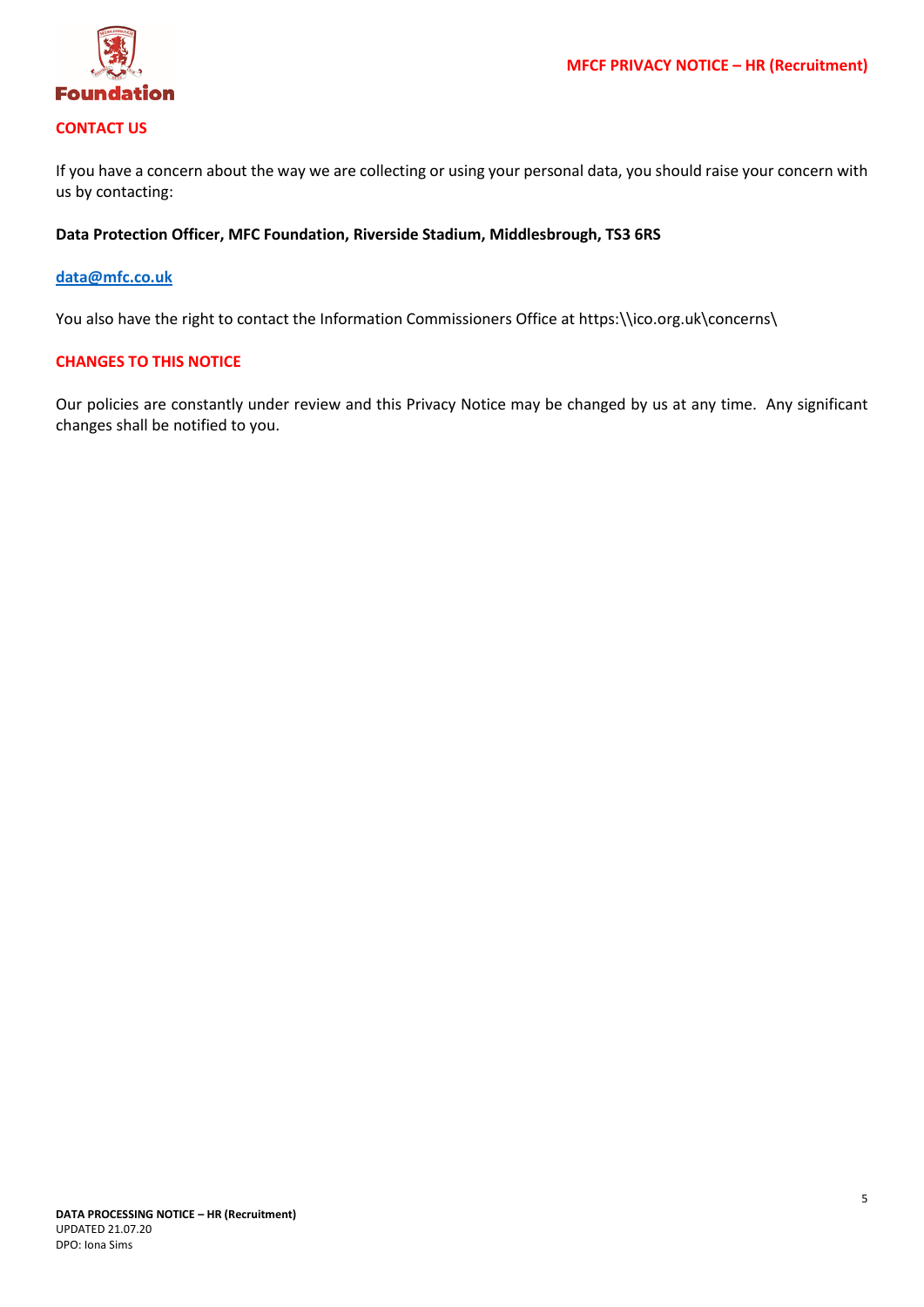## CONTACT US

If you have a concern about the way we are collecting or using your personal data, you should raise your concern with us by contacting:

**Data Protection Officer, MFC Foundation, Riverside Stadium, Middlesbrough, TS3 6RS**

**data@mfc.co.uk**

You also have the right to contact the Information Commissioners Office at https:\\ico.org.uk\concerns\

## CHANGES TO THIS NOTICE

Our policies are constantly under review and this Privacy Notice may be changed by us at any time. Any significant changes shall be notified to you.